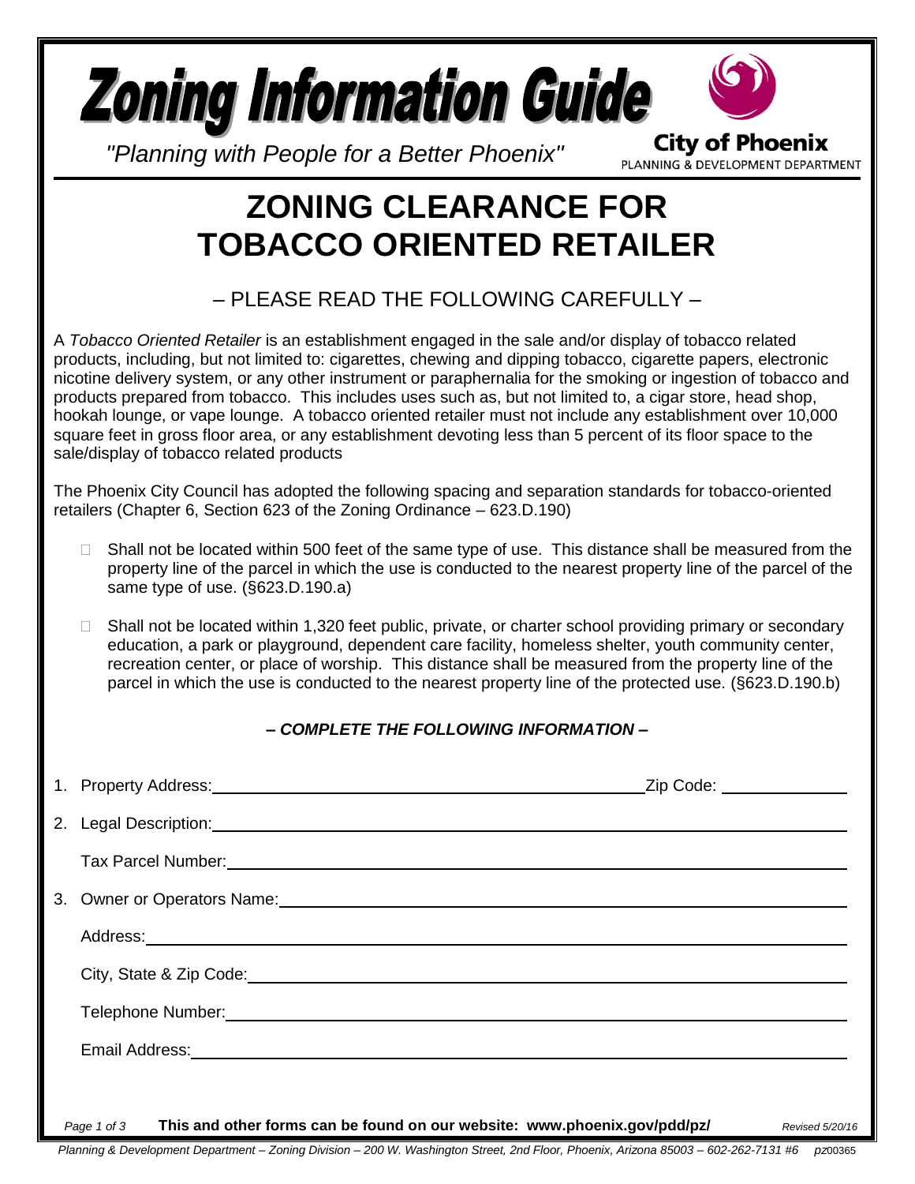# Zoning Information Guide

*"Planning with People for a Better Phoenix"*

**City of Phoenix**
PLANNING & DEVELOPMENT DEPARTMENT

# ZONING CLEARANCE FOR TOBACCO ORIENTED RETAILER

## – PLEASE READ THE FOLLOWING CAREFULLY –

A *Tobacco Oriented Retailer* is an establishment engaged in the sale and/or display of tobacco related products, including, but not limited to: cigarettes, chewing and dipping tobacco, cigarette papers, electronic nicotine delivery system, or any other instrument or paraphernalia for the smoking or ingestion of tobacco and products prepared from tobacco. This includes uses such as, but not limited to, a cigar store, head shop, hookah lounge, or vape lounge. A tobacco oriented retailer must not include any establishment over 10,000 square feet in gross floor area, or any establishment devoting less than 5 percent of its floor space to the sale/display of tobacco related products

The Phoenix City Council has adopted the following spacing and separation standards for tobacco-oriented retailers (Chapter 6, Section 623 of the Zoning Ordinance – 623.D.190)

- ☐ Shall not be located within 500 feet of the same type of use. This distance shall be measured from the property line of the parcel in which the use is conducted to the nearest property line of the parcel of the same type of use. (§623.D.190.a)
- ☐ Shall not be located within 1,320 feet public, private, or charter school providing primary or secondary education, a park or playground, dependent care facility, homeless shelter, youth community center, recreation center, or place of worship. This distance shall be measured from the property line of the parcel in which the use is conducted to the nearest property line of the protected use. (§623.D.190.b)

### *– COMPLETE THE FOLLOWING INFORMATION –*

1. Property Address: \_\_\_\_\_\_\_\_\_\_\_\_\_\_\_\_\_\_\_\_ Zip Code: \_\_\_\_\_\_\_\_\_\_
2. Legal Description: \_\_\_\_\_\_\_\_\_\_\_\_\_\_\_\_\_\_\_\_

   Tax Parcel Number: \_\_\_\_\_\_\_\_\_\_\_\_\_\_\_\_\_\_\_\_
3. Owner or Operators Name: \_\_\_\_\_\_\_\_\_\_\_\_\_\_\_\_\_\_\_\_

   Address: \_\_\_\_\_\_\_\_\_\_\_\_\_\_\_\_\_\_\_\_

   City, State & Zip Code: \_\_\_\_\_\_\_\_\_\_\_\_\_\_\_\_\_\_\_\_

   Telephone Number: \_\_\_\_\_\_\_\_\_\_\_\_\_\_\_\_\_\_\_\_

   Email Address: \_\_\_\_\_\_\_\_\_\_\_\_\_\_\_\_\_\_\_\_

**This and other forms can be found on our website: www.phoenix.gov/pdd/pz/**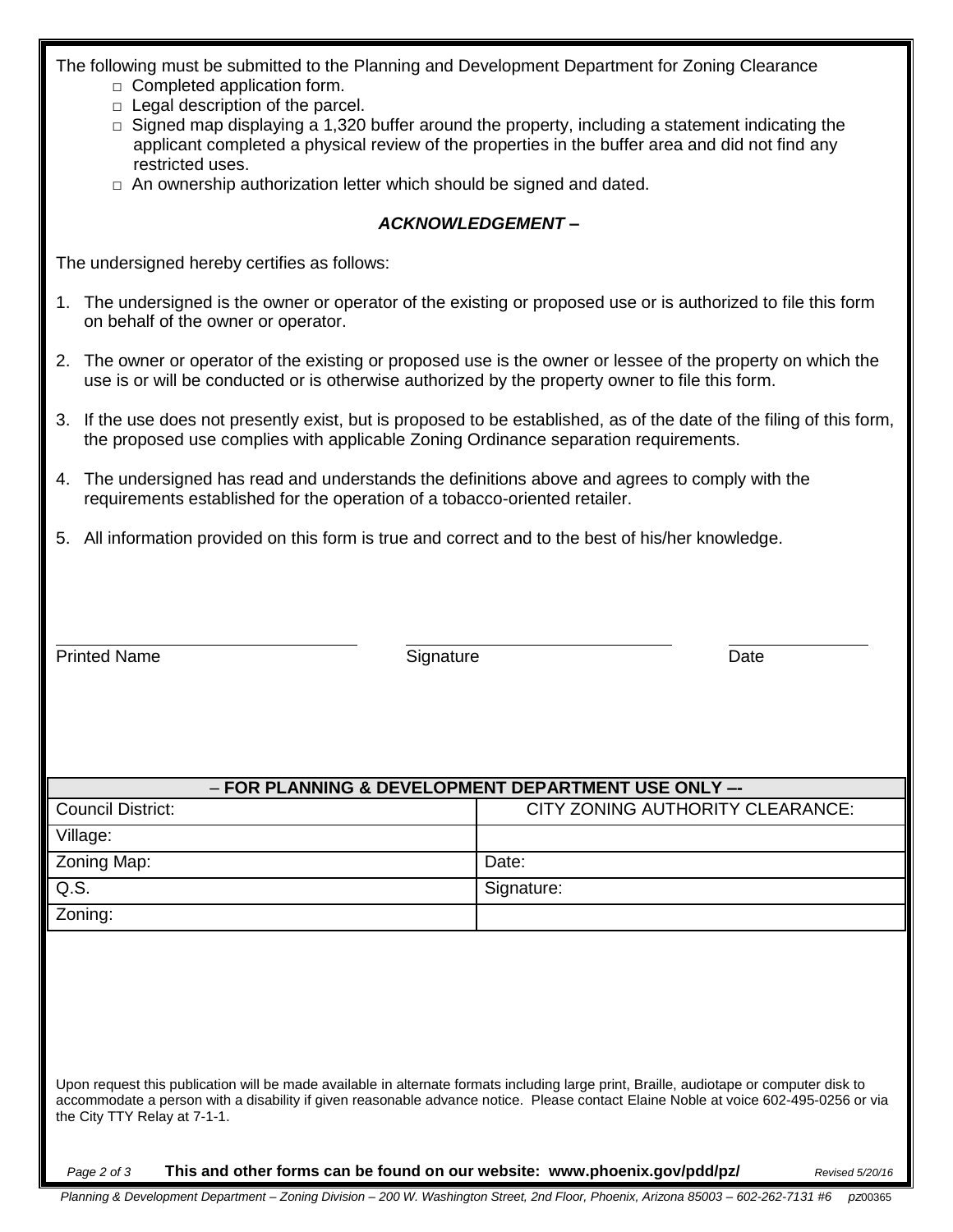The following must be submitted to the Planning and Development Department for Zoning Clearance

- □ Completed application form.
- □ Legal description of the parcel.
- □ Signed map displaying a 1,320 buffer around the property, including a statement indicating the applicant completed a physical review of the properties in the buffer area and did not find any restricted uses.
- □ An ownership authorization letter which should be signed and dated.

***ACKNOWLEDGEMENT –***

The undersigned hereby certifies as follows:

1. The undersigned is the owner or operator of the existing or proposed use or is authorized to file this form on behalf of the owner or operator.
2. The owner or operator of the existing or proposed use is the owner or lessee of the property on which the use is or will be conducted or is otherwise authorized by the property owner to file this form.
3. If the use does not presently exist, but is proposed to be established, as of the date of the filing of this form, the proposed use complies with applicable Zoning Ordinance separation requirements.
4. The undersigned has read and understands the definitions above and agrees to comply with the requirements established for the operation of a tobacco-oriented retailer.
5. All information provided on this form is true and correct and to the best of his/her knowledge.

| Printed Name | Signature | Date |
|---|---|---|
| | | |

| – FOR PLANNING & DEVELOPMENT DEPARTMENT USE ONLY –- | |
|---|---|
| Council District: | CITY ZONING AUTHORITY CLEARANCE: |
| Village: | |
| Zoning Map: | Date: |
| Q.S. | Signature: |
| Zoning: | |

Upon request this publication will be made available in alternate formats including large print, Braille, audiotape or computer disk to accommodate a person with a disability if given reasonable advance notice. Please contact Elaine Noble at voice 602-495-0256 or via the City TTY Relay at 7-1-1.

**This and other forms can be found on our website: www.phoenix.gov/pdd/pz/**

*Revised 5/20/16*

*Planning & Development Department – Zoning Division – 200 W. Washington Street, 2nd Floor, Phoenix, Arizona 85003 – 602-262-7131 #6 pz00365*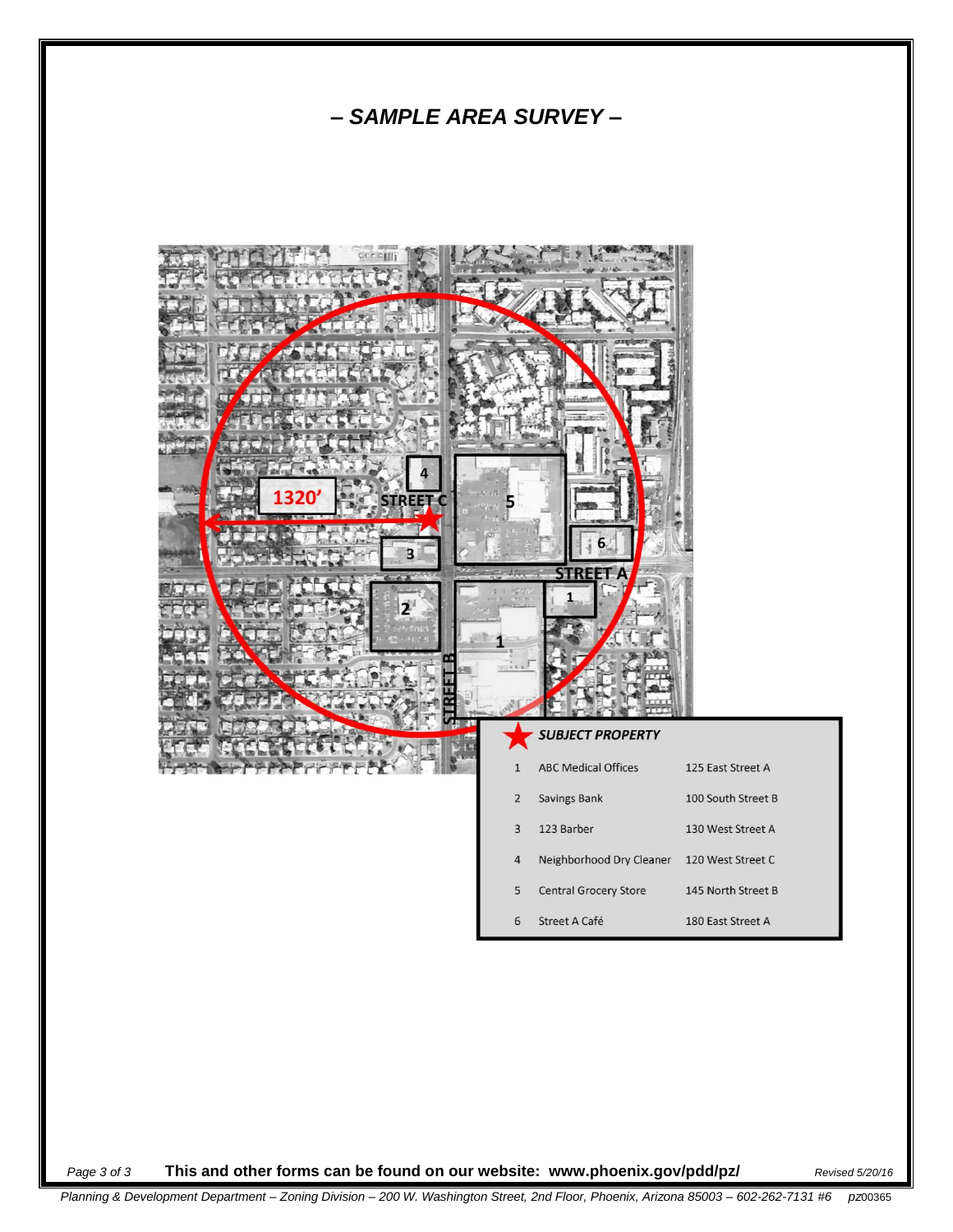# – SAMPLE AREA SURVEY –

1320'

STREET C

STREET A

STREET B

1

2

3

4

5

6

| | | |
|---|---|---|
| ★ | SUBJECT PROPERTY | |
| 1 | ABC Medical Offices | 125 East Street A |
| 2 | Savings Bank | 100 South Street B |
| 3 | 123 Barber | 130 West Street A |
| 4 | Neighborhood Dry Cleaner | 120 West Street C |
| 5 | Central Grocery Store | 145 North Street B |
| 6 | Street A Café | 180 East Street A |

**This and other forms can be found on our website: www.phoenix.gov/pdd/pz/**

*Revised 5/20/16*

*Planning & Development Department – Zoning Division – 200 W. Washington Street, 2nd Floor, Phoenix, Arizona 85003 – 602-262-7131 #6* *pz*00365